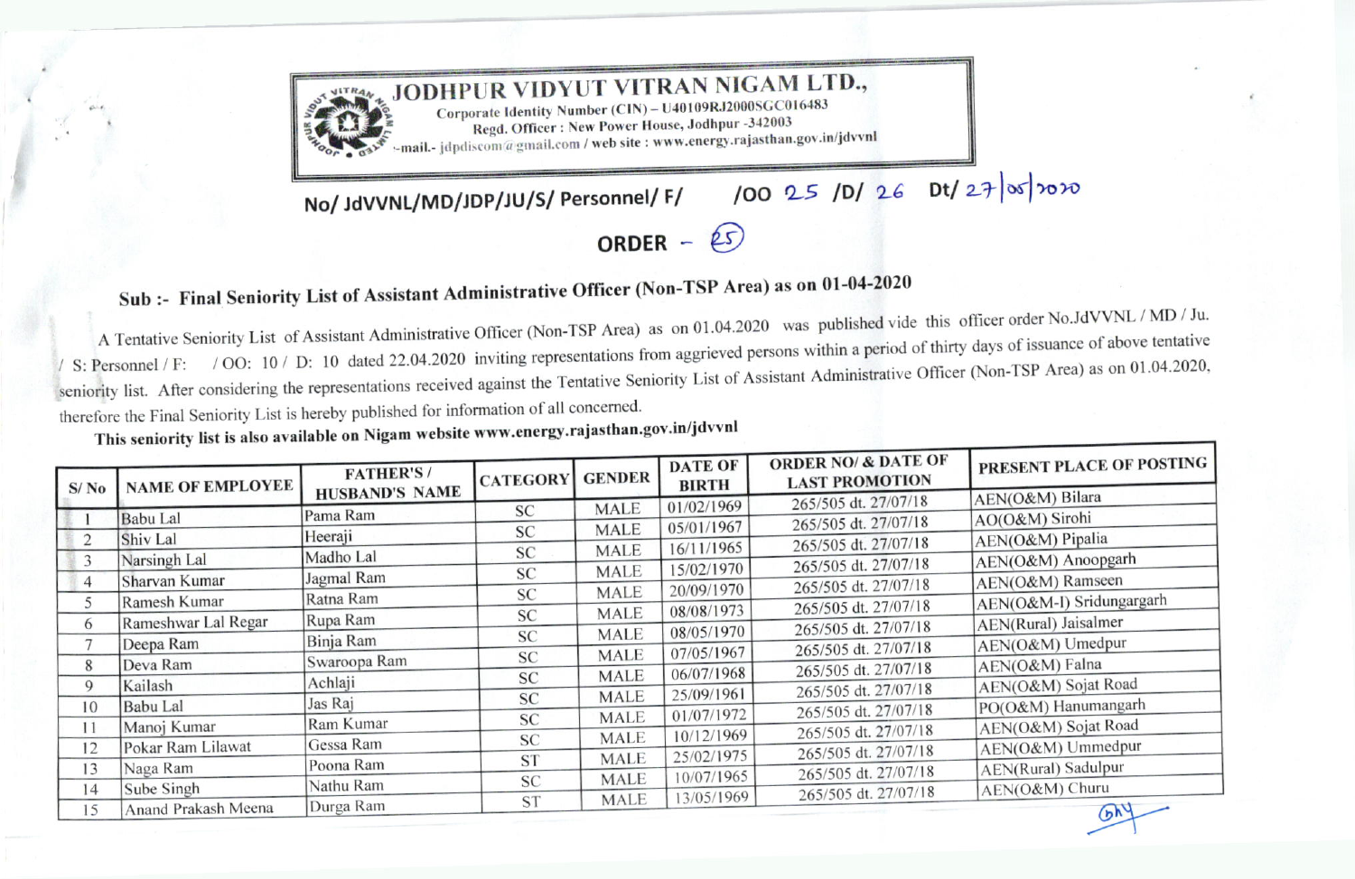# JODHPUR VIDYUT VITRAN NIGAM LTD.,

Corporate Identity Number (CIN) – U40109RJ2000SGC016483
Regd. Officer : New Power House, Jodhpur -342003
e-mail.- jdpdiscom@gmail.com / web site : www.energy.rajasthan.gov.in/jdvvnl

**No/ JdVVNL/MD/JDP/JU/S/ Personnel/ F/ /OO 25 /D/ 26 Dt/ 27/05/2020**

## ORDER – 25

**Sub :- Final Seniority List of Assistant Administrative Officer (Non-TSP Area) as on 01-04-2020**

A Tentative Seniority List of Assistant Administrative Officer (Non-TSP Area) as on 01.04.2020 was published vide this officer order No.JdVVNL / MD / Ju. / S: Personnel / F: / OO: 10 / D: 10 dated 22.04.2020 inviting representations from aggrieved persons within a period of thirty days of issuance of above tentative seniority list. After considering the representations received against the Tentative Seniority List of Assistant Administrative Officer (Non-TSP Area) as on 01.04.2020, therefore the Final Seniority List is hereby published for information of all concerned.

**This seniority list is also available on Nigam website www.energy.rajasthan.gov.in/jdvvnl**

| S/ No | NAME OF EMPLOYEE | FATHER'S / HUSBAND'S NAME | CATEGORY | GENDER | DATE OF BIRTH | ORDER NO/ & DATE OF LAST PROMOTION | PRESENT PLACE OF POSTING |
|---|---|---|---|---|---|---|---|
| 1 | Babu Lal | Pama Ram | SC | MALE | 01/02/1969 | 265/505 dt. 27/07/18 | AEN(O&M) Bilara |
| 2 | Shiv Lal | Heeraji | SC | MALE | 05/01/1967 | 265/505 dt. 27/07/18 | AO(O&M) Sirohi |
| 3 | Narsingh Lal | Madho Lal | SC | MALE | 16/11/1965 | 265/505 dt. 27/07/18 | AEN(O&M) Pipalia |
| 4 | Sharvan Kumar | Jagmal Ram | SC | MALE | 15/02/1970 | 265/505 dt. 27/07/18 | AEN(O&M) Anoopgarh |
| 5 | Ramesh Kumar | Ratna Ram | SC | MALE | 20/09/1970 | 265/505 dt. 27/07/18 | AEN(O&M) Ramseen |
| 6 | Rameshwar Lal Regar | Rupa Ram | SC | MALE | 08/08/1973 | 265/505 dt. 27/07/18 | AEN(O&M-I) Sridungargarh |
| 7 | Deepa Ram | Binja Ram | SC | MALE | 08/05/1970 | 265/505 dt. 27/07/18 | AEN(Rural) Jaisalmer |
| 8 | Deva Ram | Swaroopa Ram | SC | MALE | 07/05/1967 | 265/505 dt. 27/07/18 | AEN(O&M) Umedpur |
| 9 | Kailash | Achlaji | SC | MALE | 06/07/1968 | 265/505 dt. 27/07/18 | AEN(O&M) Falna |
| 10 | Babu Lal | Jas Raj | SC | MALE | 25/09/1961 | 265/505 dt. 27/07/18 | AEN(O&M) Sojat Road |
| 11 | Manoj Kumar | Ram Kumar | SC | MALE | 01/07/1972 | 265/505 dt. 27/07/18 | PO(O&M) Hanumangarh |
| 12 | Pokar Ram Lilawat | Gessa Ram | SC | MALE | 10/12/1969 | 265/505 dt. 27/07/18 | AEN(O&M) Sojat Road |
| 13 | Naga Ram | Poona Ram | ST | MALE | 25/02/1975 | 265/505 dt. 27/07/18 | AEN(O&M) Ummedpur |
| 14 | Sube Singh | Nathu Ram | SC | MALE | 10/07/1965 | 265/505 dt. 27/07/18 | AEN(Rural) Sadulpur |
| 15 | Anand Prakash Meena | Durga Ram | ST | MALE | 13/05/1969 | 265/505 dt. 27/07/18 | AEN(O&M) Churu |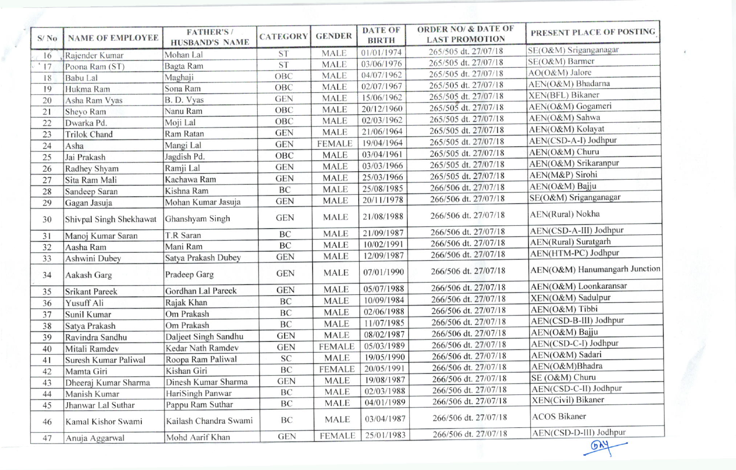| S/ No | NAME OF EMPLOYEE | FATHER'S / HUSBAND'S NAME | CATEGORY | GENDER | DATE OF BIRTH | ORDER NO/ & DATE OF LAST PROMOTION | PRESENT PLACE OF POSTING |
|---|---|---|---|---|---|---|---|
| 16 | Rajender Kumar | Mohan Lal | ST | MALE | 01/01/1974 | 265/505 dt. 27/07/18 | SE(O&M) Sriganganagar |
| 17 | Poona Ram (ST) | Bagta Ram | ST | MALE | 03/06/1976 | 265/505 dt. 27/07/18 | SE(O&M) Barmer |
| 18 | Babu Lal | Maghaji | OBC | MALE | 04/07/1962 | 265/505 dt. 27/07/18 | AO(O&M) Jalore |
| 19 | Hukma Ram | Sona Ram | OBC | MALE | 02/07/1967 | 265/505 dt. 27/07/18 | AEN(O&M) Bhadarna |
| 20 | Asha Ram Vyas | B. D. Vyas | GEN | MALE | 15/06/1962 | 265/505 dt. 27/07/18 | XEN(BFL) Bikaner |
| 21 | Sheyo Ram | Nanu Ram | OBC | MALE | 20/12/1960 | 265/505 dt. 27/07/18 | AEN(O&M) Gogameri |
| 22 | Dwarka Pd. | Moji Lal | OBC | MALE | 02/03/1962 | 265/505 dt. 27/07/18 | AEN(O&M) Sahwa |
| 23 | Trilok Chand | Ram Ratan | GEN | MALE | 21/06/1964 | 265/505 dt. 27/07/18 | AEN(O&M) Kolayat |
| 24 | Asha | Mangi Lal | GEN | FEMALE | 19/04/1964 | 265/505 dt. 27/07/18 | AEN(CSD-A-I) Jodhpur |
| 25 | Jai Prakash | Jagdish Pd. | OBC | MALE | 03/04/1961 | 265/505 dt. 27/07/18 | AEN(O&M) Churu |
| 26 | Radhey Shyam | Ramji Lal | GEN | MALE | 03/03/1966 | 265/505 dt. 27/07/18 | AEN(O&M) Srikaranpur |
| 27 | Sita Ram Mali | Kachawa Ram | GEN | MALE | 25/03/1966 | 265/505 dt. 27/07/18 | AEN(M&P) Sirohi |
| 28 | Sandeep Saran | Kishna Ram | BC | MALE | 25/08/1985 | 266/506 dt. 27/07/18 | AEN(O&M) Bajju |
| 29 | Gagan Jasuja | Mohan Kumar Jasuja | GEN | MALE | 20/11/1978 | 266/506 dt. 27/07/18 | SE(O&M) Sriganganagar |
| 30 | Shivpal Singh Shekhawat | Ghanshyam Singh | GEN | MALE | 21/08/1988 | 266/506 dt. 27/07/18 | AEN(Rural) Nokha |
| 31 | Manoj Kumar Saran | T.R Saran | BC | MALE | 21/09/1987 | 266/506 dt. 27/07/18 | AEN(CSD-A-III) Jodhpur |
| 32 | Aasha Ram | Mani Ram | BC | MALE | 10/02/1991 | 266/506 dt. 27/07/18 | AEN(Rural) Suratgarh |
| 33 | Ashwini Dubey | Satya Prakash Dubey | GEN | MALE | 12/09/1987 | 266/506 dt. 27/07/18 | AEN(HTM-PC) Jodhpur |
| 34 | Aakash Garg | Pradeep Garg | GEN | MALE | 07/01/1990 | 266/506 dt. 27/07/18 | AEN(O&M) Hanumangarh Junction |
| 35 | Srikant Pareek | Gordhan Lal Pareek | GEN | MALE | 05/07/1988 | 266/506 dt. 27/07/18 | AEN(O&M) Loonkaransar |
| 36 | Yusuff Ali | Rajak Khan | BC | MALE | 10/09/1984 | 266/506 dt. 27/07/18 | XEN(O&M) Sadulpur |
| 37 | Sunil Kumar | Om Prakash | BC | MALE | 02/06/1988 | 266/506 dt. 27/07/18 | AEN(O&M) Tibbi |
| 38 | Satya Prakash | Om Prakash | BC | MALE | 11/07/1985 | 266/506 dt. 27/07/18 | AEN(CSD-B-III) Jodhpur |
| 39 | Ravindra Sandhu | Daljeet Singh Sandhu | GEN | MALE | 08/02/1987 | 266/506 dt. 27/07/18 | AEN(O&M) Bajju |
| 40 | Mitali Ramdev | Kedar Nath Ramdev | GEN | FEMALE | 05/03/1989 | 266/506 dt. 27/07/18 | AEN(CSD-C-I) Jodhpur |
| 41 | Suresh Kumar Paliwal | Roopa Ram Paliwal | SC | MALE | 19/05/1990 | 266/506 dt. 27/07/18 | AEN(O&M) Sadari |
| 42 | Mamta Giri | Kishan Giri | BC | FEMALE | 20/05/1991 | 266/506 dt. 27/07/18 | AEN(O&M)Bhadra |
| 43 | Dheeraj Kumar Sharma | Dinesh Kumar Sharma | GEN | MALE | 19/08/1987 | 266/506 dt. 27/07/18 | SE (O&M) Churu |
| 44 | Manish Kumar | HariSingh Panwar | BC | MALE | 02/03/1988 | 266/506 dt. 27/07/18 | AEN(CSD-C-II) Jodhpur |
| 45 | Jhanwar Lal Suthar | Pappu Ram Suthar | BC | MALE | 04/01/1989 | 266/506 dt. 27/07/18 | XEN(Civil) Bikaner |
| 46 | Kamal Kishor Swami | Kailash Chandra Swami | BC | MALE | 03/04/1987 | 266/506 dt. 27/07/18 | ACOS Bikaner |
| 47 | Anuja Aggarwal | Mohd Aarif Khan | GEN | FEMALE | 25/01/1983 | 266/506 dt. 27/07/18 | AEN(CSD-D-III) Jodhpur |